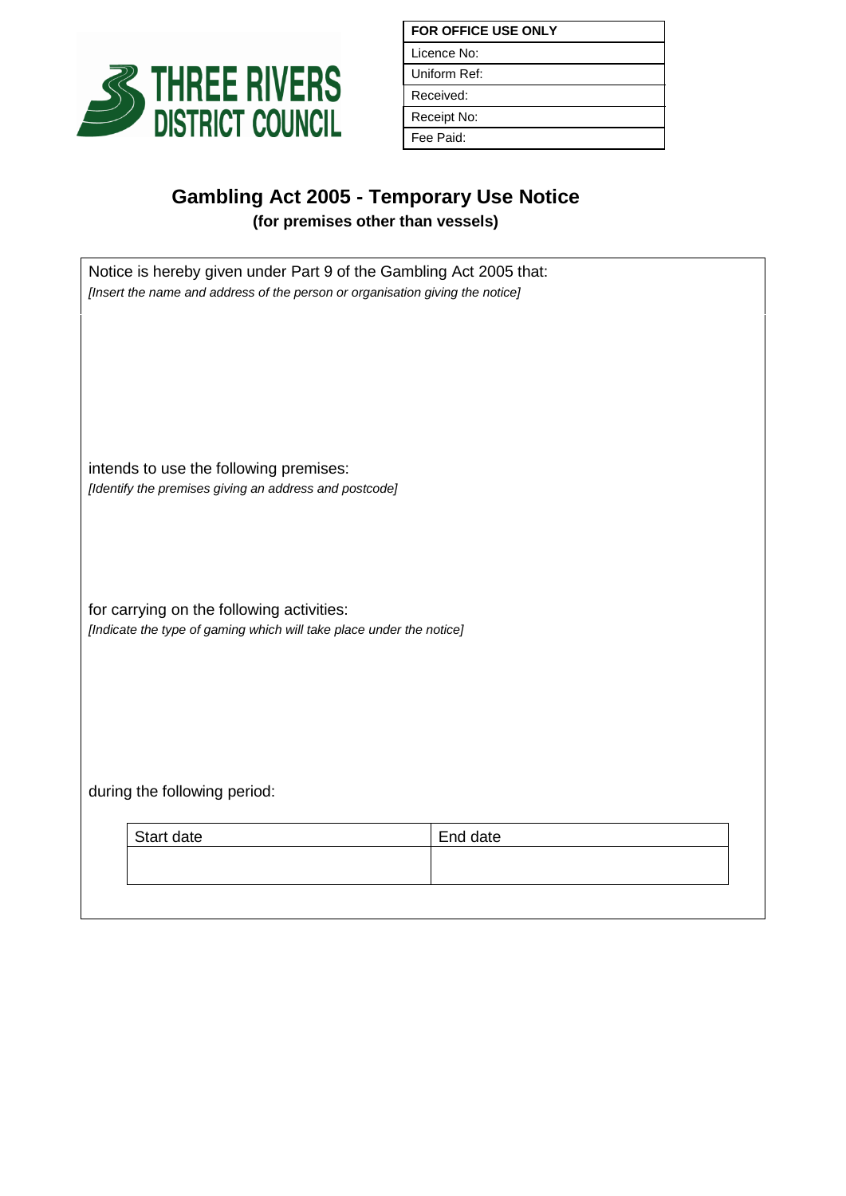THREE RIVERS DISTRICT COUNCIL

| FOR OFFICE USE ONLY |
|---|
| Licence No: |
| Uniform Ref: |
| Received: |
| Receipt No: |
| Fee Paid: |

# Gambling Act 2005 - Temporary Use Notice

**(for premises other than vessels)**

Notice is hereby given under Part 9 of the Gambling Act 2005 that:

*[Insert the name and address of the person or organisation giving the notice]*

intends to use the following premises:

*[Identify the premises giving an address and postcode]*

for carrying on the following activities:

*[Indicate the type of gaming which will take place under the notice]*

during the following period:

| Start date | End date |
|---|---|
| | |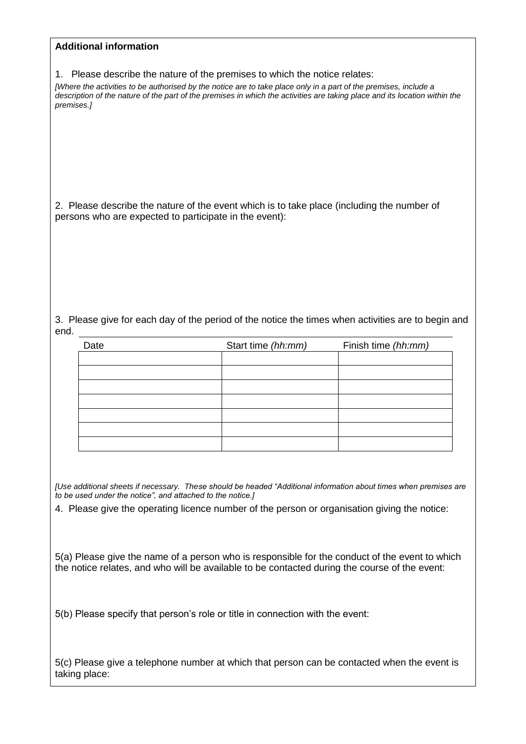**Additional information**

1. Please describe the nature of the premises to which the notice relates:

*[Where the activities to be authorised by the notice are to take place only in a part of the premises, include a description of the nature of the part of the premises in which the activities are taking place and its location within the premises.]*

2. Please describe the nature of the event which is to take place (including the number of persons who are expected to participate in the event):

3. Please give for each day of the period of the notice the times when activities are to begin and end.

| Date | Start time *(hh:mm)* | Finish time *(hh:mm)* |
|---|---|---|
| | | |
| | | |
| | | |
| | | |
| | | |
| | | |
| | | |

*[Use additional sheets if necessary. These should be headed "Additional information about times when premises are to be used under the notice", and attached to the notice.]*

4. Please give the operating licence number of the person or organisation giving the notice:

5(a) Please give the name of a person who is responsible for the conduct of the event to which the notice relates, and who will be available to be contacted during the course of the event:

5(b) Please specify that person's role or title in connection with the event:

5(c) Please give a telephone number at which that person can be contacted when the event is taking place: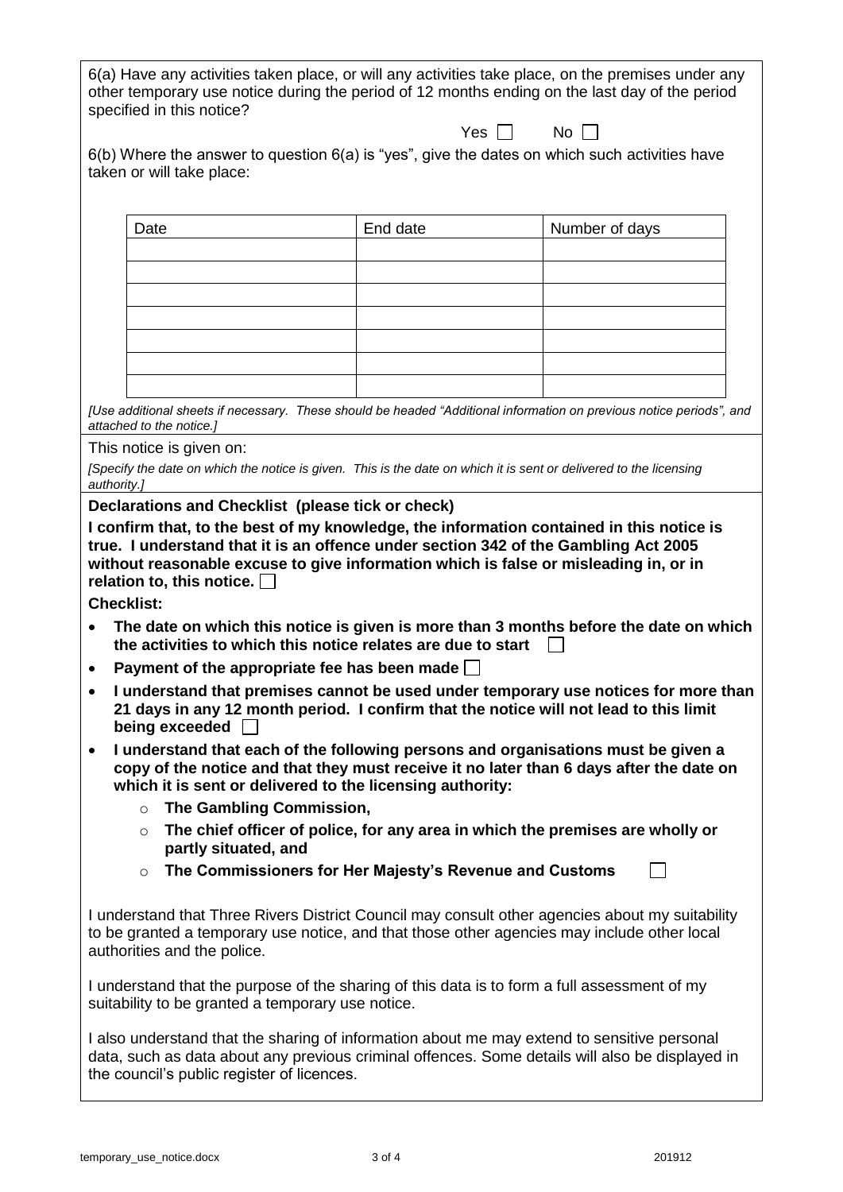6(a) Have any activities taken place, or will any activities take place, on the premises under any other temporary use notice during the period of 12 months ending on the last day of the period specified in this notice?

Yes ☐ No ☐

6(b) Where the answer to question 6(a) is "yes", give the dates on which such activities have taken or will take place:

| Date | End date | Number of days |
|---|---|---|
| | | |
| | | |
| | | |
| | | |
| | | |
| | | |
| | | |

*[Use additional sheets if necessary. These should be headed "Additional information on previous notice periods", and attached to the notice.]*

This notice is given on:

*[Specify the date on which the notice is given. This is the date on which it is sent or delivered to the licensing authority.]*

**Declarations and Checklist (please tick or check)**

**I confirm that, to the best of my knowledge, the information contained in this notice is true. I understand that it is an offence under section 342 of the Gambling Act 2005 without reasonable excuse to give information which is false or misleading in, or in relation to, this notice.** ☐

**Checklist:**

- **The date on which this notice is given is more than 3 months before the date on which the activities to which this notice relates are due to start** ☐
- **Payment of the appropriate fee has been made** ☐
- **I understand that premises cannot be used under temporary use notices for more than 21 days in any 12 month period. I confirm that the notice will not lead to this limit being exceeded** ☐
- **I understand that each of the following persons and organisations must be given a copy of the notice and that they must receive it no later than 6 days after the date on which it is sent or delivered to the licensing authority:**
  - **The Gambling Commission,**
  - **The chief officer of police, for any area in which the premises are wholly or partly situated, and**
  - **The Commissioners for Her Majesty's Revenue and Customs** ☐

I understand that Three Rivers District Council may consult other agencies about my suitability to be granted a temporary use notice, and that those other agencies may include other local authorities and the police.

I understand that the purpose of the sharing of this data is to form a full assessment of my suitability to be granted a temporary use notice.

I also understand that the sharing of information about me may extend to sensitive personal data, such as data about any previous criminal offences. Some details will also be displayed in the council's public register of licences.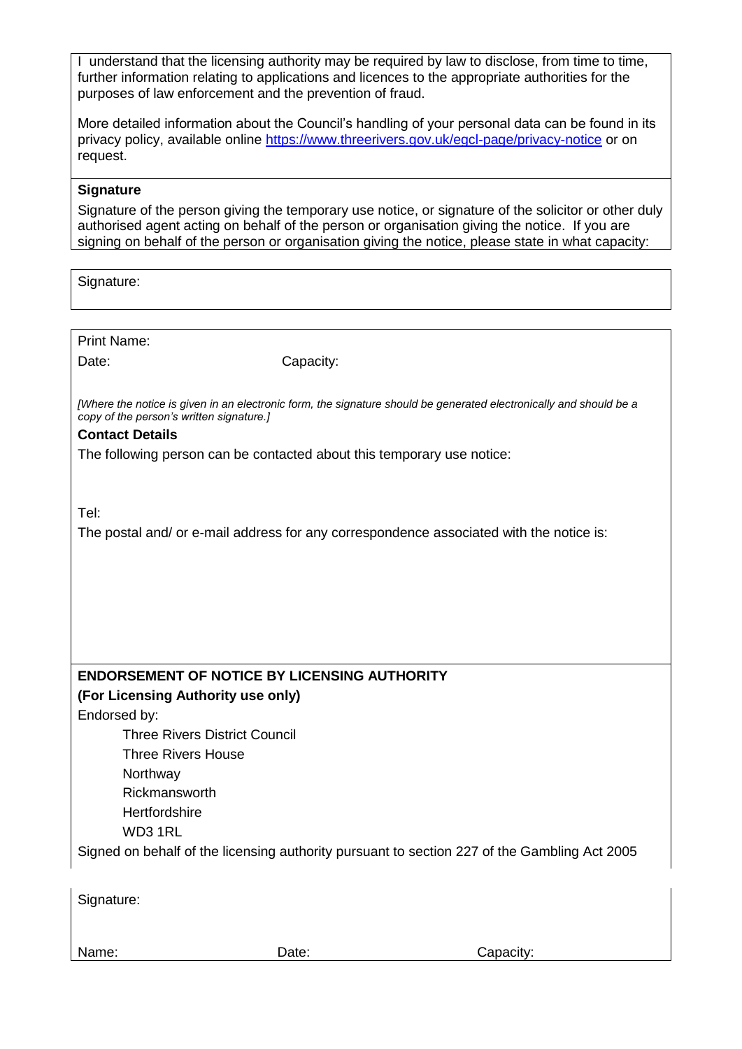I understand that the licensing authority may be required by law to disclose, from time to time, further information relating to applications and licences to the appropriate authorities for the purposes of law enforcement and the prevention of fraud.

More detailed information about the Council's handling of your personal data can be found in its privacy policy, available online https://www.threerivers.gov.uk/egcl-page/privacy-notice or on request.

**Signature**

Signature of the person giving the temporary use notice, or signature of the solicitor or other duly authorised agent acting on behalf of the person or organisation giving the notice. If you are signing on behalf of the person or organisation giving the notice, please state in what capacity:

Signature:

Print Name:

Date: Capacity:

*[Where the notice is given in an electronic form, the signature should be generated electronically and should be a copy of the person's written signature.]*

**Contact Details**

The following person can be contacted about this temporary use notice:

Tel:

The postal and/ or e-mail address for any correspondence associated with the notice is:

**ENDORSEMENT OF NOTICE BY LICENSING AUTHORITY**

**(For Licensing Authority use only)**

Endorsed by:

Three Rivers District Council
Three Rivers House
Northway
Rickmansworth
Hertfordshire
WD3 1RL

Signed on behalf of the licensing authority pursuant to section 227 of the Gambling Act 2005

Signature:

Name: Date: Capacity: